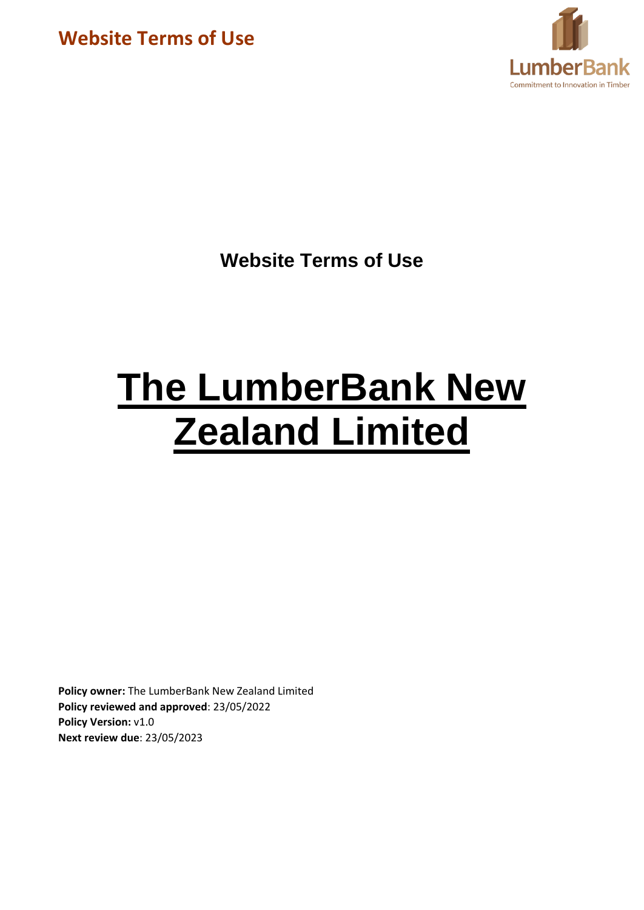# Website Terms of Use

# The LumberBank New Zealand Limited

**Policy owner:** The LumberBank New Zealand Limited
**Policy reviewed and approved**: 23/05/2022
**Policy Version:** v1.0
**Next review due**: 23/05/2023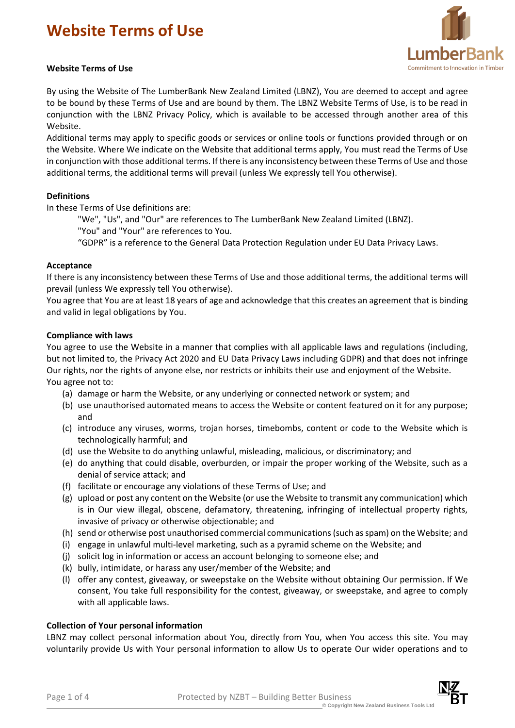# Website Terms of Use

**Website Terms of Use**

By using the Website of The LumberBank New Zealand Limited (LBNZ), You are deemed to accept and agree to be bound by these Terms of Use and are bound by them. The LBNZ Website Terms of Use, is to be read in conjunction with the LBNZ Privacy Policy, which is available to be accessed through another area of this Website.

Additional terms may apply to specific goods or services or online tools or functions provided through or on the Website. Where We indicate on the Website that additional terms apply, You must read the Terms of Use in conjunction with those additional terms. If there is any inconsistency between these Terms of Use and those additional terms, the additional terms will prevail (unless We expressly tell You otherwise).

**Definitions**

In these Terms of Use definitions are:

"We", "Us", and "Our" are references to The LumberBank New Zealand Limited (LBNZ).
"You" and "Your" are references to You.
"GDPR" is a reference to the General Data Protection Regulation under EU Data Privacy Laws.

**Acceptance**

If there is any inconsistency between these Terms of Use and those additional terms, the additional terms will prevail (unless We expressly tell You otherwise).

You agree that You are at least 18 years of age and acknowledge that this creates an agreement that is binding and valid in legal obligations by You.

**Compliance with laws**

You agree to use the Website in a manner that complies with all applicable laws and regulations (including, but not limited to, the Privacy Act 2020 and EU Data Privacy Laws including GDPR) and that does not infringe Our rights, nor the rights of anyone else, nor restricts or inhibits their use and enjoyment of the Website.

You agree not to:

(a) damage or harm the Website, or any underlying or connected network or system; and
(b) use unauthorised automated means to access the Website or content featured on it for any purpose; and
(c) introduce any viruses, worms, trojan horses, timebombs, content or code to the Website which is technologically harmful; and
(d) use the Website to do anything unlawful, misleading, malicious, or discriminatory; and
(e) do anything that could disable, overburden, or impair the proper working of the Website, such as a denial of service attack; and
(f) facilitate or encourage any violations of these Terms of Use; and
(g) upload or post any content on the Website (or use the Website to transmit any communication) which is in Our view illegal, obscene, defamatory, threatening, infringing of intellectual property rights, invasive of privacy or otherwise objectionable; and
(h) send or otherwise post unauthorised commercial communications (such as spam) on the Website; and
(i) engage in unlawful multi-level marketing, such as a pyramid scheme on the Website; and
(j) solicit log in information or access an account belonging to someone else; and
(k) bully, intimidate, or harass any user/member of the Website; and
(l) offer any contest, giveaway, or sweepstake on the Website without obtaining Our permission. If We consent, You take full responsibility for the contest, giveaway, or sweepstake, and agree to comply with all applicable laws.

**Collection of Your personal information**

LBNZ may collect personal information about You, directly from You, when You access this site. You may voluntarily provide Us with Your personal information to allow Us to operate Our wider operations and to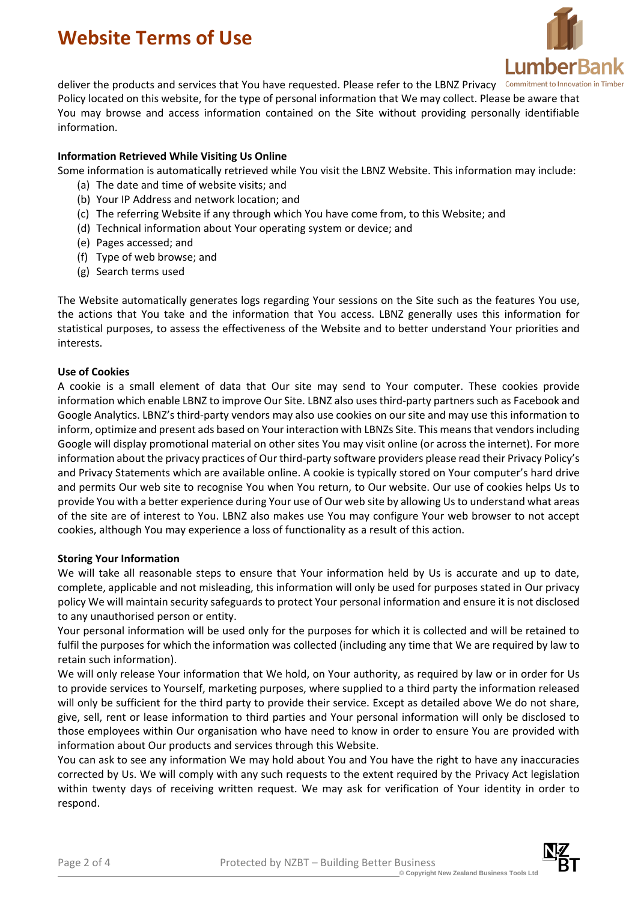deliver the products and services that You have requested. Please refer to the LBNZ Privacy Policy located on this website, for the type of personal information that We may collect. Please be aware that You may browse and access information contained on the Site without providing personally identifiable information.

**Information Retrieved While Visiting Us Online**

Some information is automatically retrieved while You visit the LBNZ Website. This information may include:

(a) The date and time of website visits; and
(b) Your IP Address and network location; and
(c) The referring Website if any through which You have come from, to this Website; and
(d) Technical information about Your operating system or device; and
(e) Pages accessed; and
(f) Type of web browse; and
(g) Search terms used

The Website automatically generates logs regarding Your sessions on the Site such as the features You use, the actions that You take and the information that You access. LBNZ generally uses this information for statistical purposes, to assess the effectiveness of the Website and to better understand Your priorities and interests.

**Use of Cookies**

A cookie is a small element of data that Our site may send to Your computer. These cookies provide information which enable LBNZ to improve Our Site. LBNZ also uses third-party partners such as Facebook and Google Analytics. LBNZ's third-party vendors may also use cookies on our site and may use this information to inform, optimize and present ads based on Your interaction with LBNZs Site. This means that vendors including Google will display promotional material on other sites You may visit online (or across the internet). For more information about the privacy practices of Our third-party software providers please read their Privacy Policy's and Privacy Statements which are available online. A cookie is typically stored on Your computer's hard drive and permits Our web site to recognise You when You return, to Our website. Our use of cookies helps Us to provide You with a better experience during Your use of Our web site by allowing Us to understand what areas of the site are of interest to You. LBNZ also makes use You may configure Your web browser to not accept cookies, although You may experience a loss of functionality as a result of this action.

**Storing Your Information**

We will take all reasonable steps to ensure that Your information held by Us is accurate and up to date, complete, applicable and not misleading, this information will only be used for purposes stated in Our privacy policy We will maintain security safeguards to protect Your personal information and ensure it is not disclosed to any unauthorised person or entity.

Your personal information will be used only for the purposes for which it is collected and will be retained to fulfil the purposes for which the information was collected (including any time that We are required by law to retain such information).

We will only release Your information that We hold, on Your authority, as required by law or in order for Us to provide services to Yourself, marketing purposes, where supplied to a third party the information released will only be sufficient for the third party to provide their service. Except as detailed above We do not share, give, sell, rent or lease information to third parties and Your personal information will only be disclosed to those employees within Our organisation who have need to know in order to ensure You are provided with information about Our products and services through this Website.

You can ask to see any information We may hold about You and You have the right to have any inaccuracies corrected by Us. We will comply with any such requests to the extent required by the Privacy Act legislation within twenty days of receiving written request. We may ask for verification of Your identity in order to respond.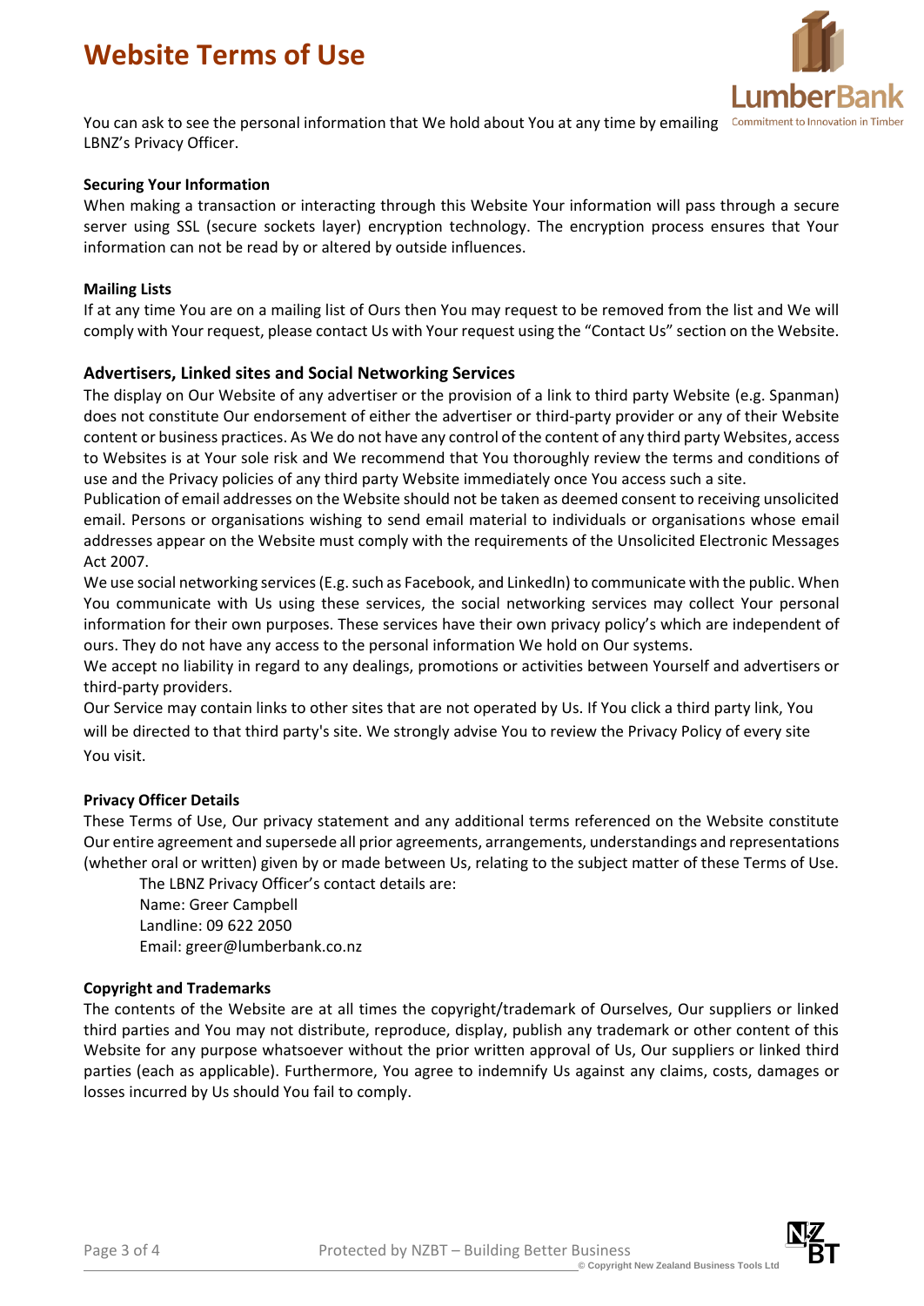You can ask to see the personal information that We hold about You at any time by emailing LBNZ's Privacy Officer.

**Securing Your Information**

When making a transaction or interacting through this Website Your information will pass through a secure server using SSL (secure sockets layer) encryption technology. The encryption process ensures that Your information can not be read by or altered by outside influences.

**Mailing Lists**

If at any time You are on a mailing list of Ours then You may request to be removed from the list and We will comply with Your request, please contact Us with Your request using the "Contact Us" section on the Website.

### Advertisers, Linked sites and Social Networking Services

The display on Our Website of any advertiser or the provision of a link to third party Website (e.g. Spanman) does not constitute Our endorsement of either the advertiser or third-party provider or any of their Website content or business practices. As We do not have any control of the content of any third party Websites, access to Websites is at Your sole risk and We recommend that You thoroughly review the terms and conditions of use and the Privacy policies of any third party Website immediately once You access such a site.

Publication of email addresses on the Website should not be taken as deemed consent to receiving unsolicited email. Persons or organisations wishing to send email material to individuals or organisations whose email addresses appear on the Website must comply with the requirements of the Unsolicited Electronic Messages Act 2007.

We use social networking services (E.g. such as Facebook, and LinkedIn) to communicate with the public. When You communicate with Us using these services, the social networking services may collect Your personal information for their own purposes. These services have their own privacy policy's which are independent of ours. They do not have any access to the personal information We hold on Our systems.

We accept no liability in regard to any dealings, promotions or activities between Yourself and advertisers or third-party providers.

Our Service may contain links to other sites that are not operated by Us. If You click a third party link, You will be directed to that third party's site. We strongly advise You to review the Privacy Policy of every site You visit.

**Privacy Officer Details**

These Terms of Use, Our privacy statement and any additional terms referenced on the Website constitute Our entire agreement and supersede all prior agreements, arrangements, understandings and representations (whether oral or written) given by or made between Us, relating to the subject matter of these Terms of Use.

The LBNZ Privacy Officer's contact details are:
Name: Greer Campbell
Landline: 09 622 2050
Email: greer@lumberbank.co.nz

**Copyright and Trademarks**

The contents of the Website are at all times the copyright/trademark of Ourselves, Our suppliers or linked third parties and You may not distribute, reproduce, display, publish any trademark or other content of this Website for any purpose whatsoever without the prior written approval of Us, Our suppliers or linked third parties (each as applicable). Furthermore, You agree to indemnify Us against any claims, costs, damages or losses incurred by Us should You fail to comply.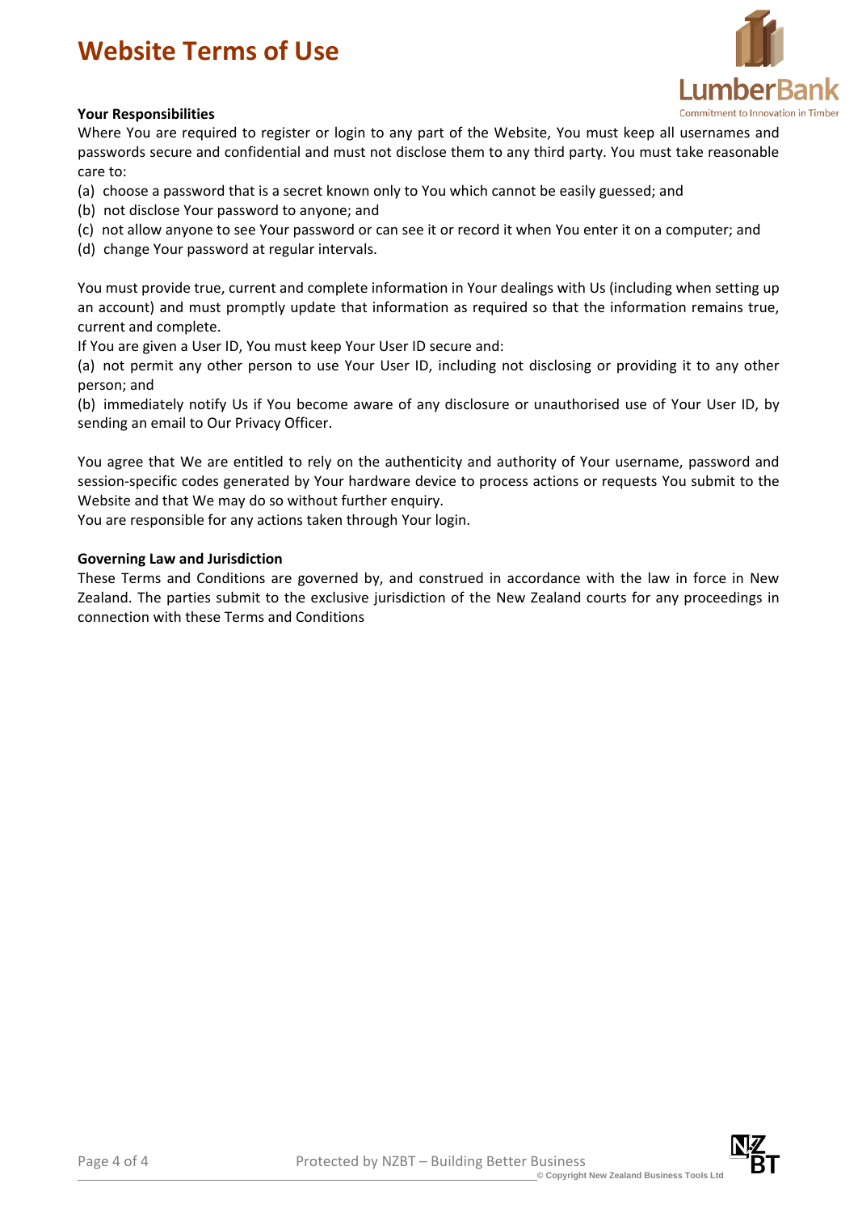**Your Responsibilities**

Where You are required to register or login to any part of the Website, You must keep all usernames and passwords secure and confidential and must not disclose them to any third party. You must take reasonable care to:

(a) choose a password that is a secret known only to You which cannot be easily guessed; and
(b) not disclose Your password to anyone; and
(c) not allow anyone to see Your password or can see it or record it when You enter it on a computer; and
(d) change Your password at regular intervals.

You must provide true, current and complete information in Your dealings with Us (including when setting up an account) and must promptly update that information as required so that the information remains true, current and complete.

If You are given a User ID, You must keep Your User ID secure and:

(a) not permit any other person to use Your User ID, including not disclosing or providing it to any other person; and
(b) immediately notify Us if You become aware of any disclosure or unauthorised use of Your User ID, by sending an email to Our Privacy Officer.

You agree that We are entitled to rely on the authenticity and authority of Your username, password and session-specific codes generated by Your hardware device to process actions or requests You submit to the Website and that We may do so without further enquiry.

You are responsible for any actions taken through Your login.

**Governing Law and Jurisdiction**

These Terms and Conditions are governed by, and construed in accordance with the law in force in New Zealand. The parties submit to the exclusive jurisdiction of the New Zealand courts for any proceedings in connection with these Terms and Conditions